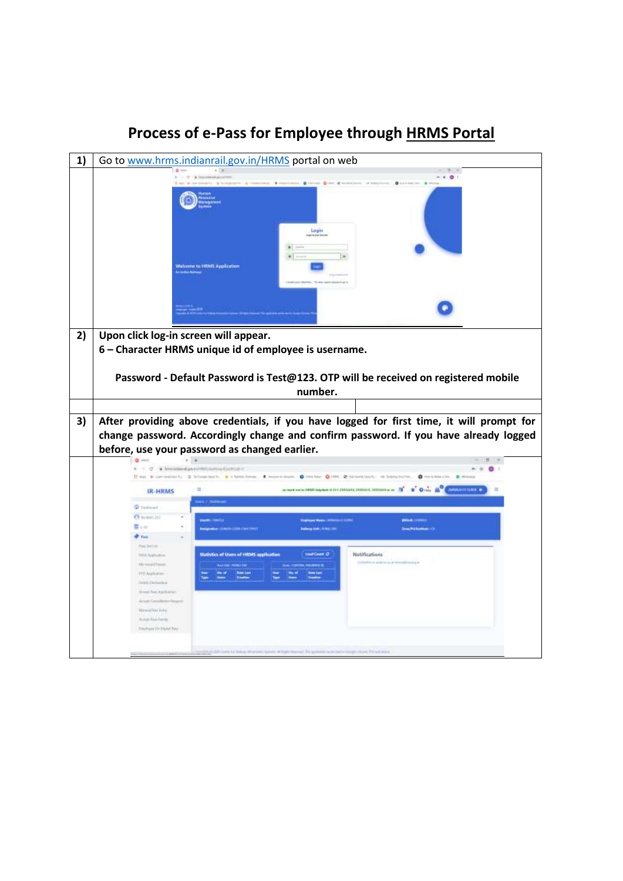# Process of e-Pass for Employee through HRMS Portal

| | |
|---|---|
| 1) | Go to www.hrms.indianrail.gov.in/HRMS portal on web |
| | |
| 2) | **Upon click log-in screen will appear.**<br>**6 – Character HRMS unique id of employee is username.**<br><br>**Password - Default Password is Test@123. OTP will be received on registered mobile number.** |
| | |
| 3) | **After providing above credentials, if you have logged for first time, it will prompt for change password. Accordingly change and confirm password. If you have already logged before, use your password as changed earlier.** |
| | |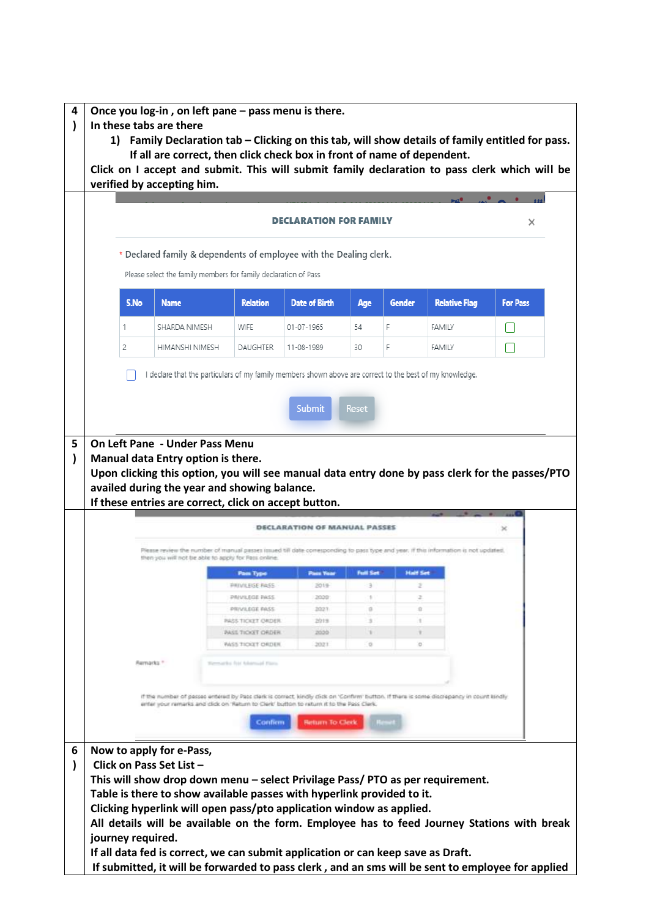| | |
|---|---|
| 4) | **Once you log-in , on left pane – pass menu is there.**<br>**In these tabs are there**<br>**1) Family Declaration tab – Clicking on this tab, will show details of family entitled for pass. If all are correct, then click check box in front of name of dependent.**<br>**Click on I accept and submit. This will submit family declaration to pass clerk which will be verified by accepting him.** |

**DECLARATION FOR FAMILY**

\* Declared family & dependents of employee with the Dealing clerk.

Please select the family members for family declaration of Pass

| S.No | Name | Relation | Date of Birth | Age | Gender | Relative Flag | For Pass |
|---|---|---|---|---|---|---|---|
| 1 | SHARDA NIMESH | WIFE | 01-07-1965 | 54 | F | FAMILY | ☐ |
| 2 | HIMANSHI NIMESH | DAUGHTER | 11-08-1989 | 30 | F | FAMILY | ☐ |

☐ I declare that the particulars of my family members shown above are correct to the best of my knowledge.

Submit Reset

| | |
|---|---|
| 5) | **On Left Pane - Under Pass Menu**<br>**Manual data Entry option is there.**<br>**Upon clicking this option, you will see manual data entry done by pass clerk for the passes/PTO availed during the year and showing balance.**<br>**If these entries are correct, click on accept button.** |

**DECLARATION OF MANUAL PASSES**

Please review the number of manual passes issued till date corresponding to pass type and year. If this information is not updated, then you will not be able to apply for Pass online.

| Pass Type | Pass Year | Full Set | Half Set |
|---|---|---|---|
| PRIVILEGE PASS | 2019 | 3 | 2 |
| PRIVILEGE PASS | 2020 | 1 | 2 |
| PRIVILEGE PASS | 2021 | 0 | 0 |
| PASS TICKET ORDER | 2019 | 3 | 1 |
| PASS TICKET ORDER | 2020 | 1 | 1 |
| PASS TICKET ORDER | 2021 | 0 | 0 |

Remarks \*

If the number of passes entered by Pass clerk is correct, kindly click on 'Confirm' button. If there is some discrepancy in count kindly enter your remarks and click on 'Return to Clerk' button to return it to the Pass Clerk.

Confirm Return To Clerk Reset

| | |
|---|---|
| 6) | **Now to apply for e-Pass,**<br>**Click on Pass Set List –**<br>**This will show drop down menu – select Privilage Pass/ PTO as per requirement.**<br>**Table is there to show available passes with hyperlink provided to it.**<br>**Clicking hyperlink will open pass/pto application window as applied.**<br>**All details will be available on the form. Employee has to feed Journey Stations with break journey required.**<br>**If all data fed is correct, we can submit application or can keep save as Draft.**<br>**If submitted, it will be forwarded to pass clerk , and an sms will be sent to employee for applied** |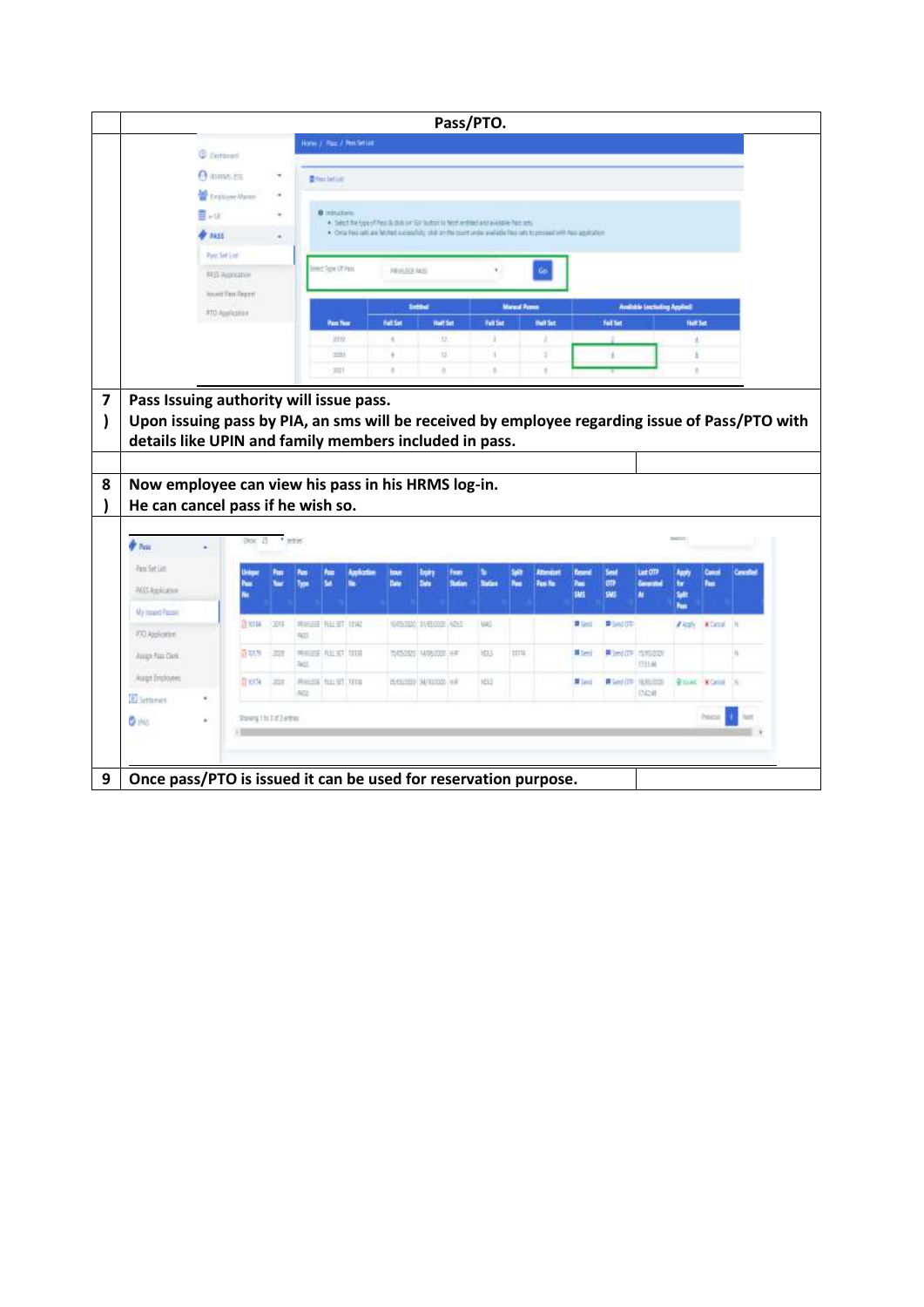| | Pass/PTO. |
|---|---|
| | |
| 7) | **Pass Issuing authority will issue pass.**<br>**Upon issuing pass by PIA, an sms will be received by employee regarding issue of Pass/PTO with details like UPIN and family members included in pass.** |
| | |
| 8) | **Now employee can view his pass in his HRMS log-in.**<br>**He can cancel pass if he wish so.** |
| | |
| 9 | **Once pass/PTO is issued it can be used for reservation purpose.** |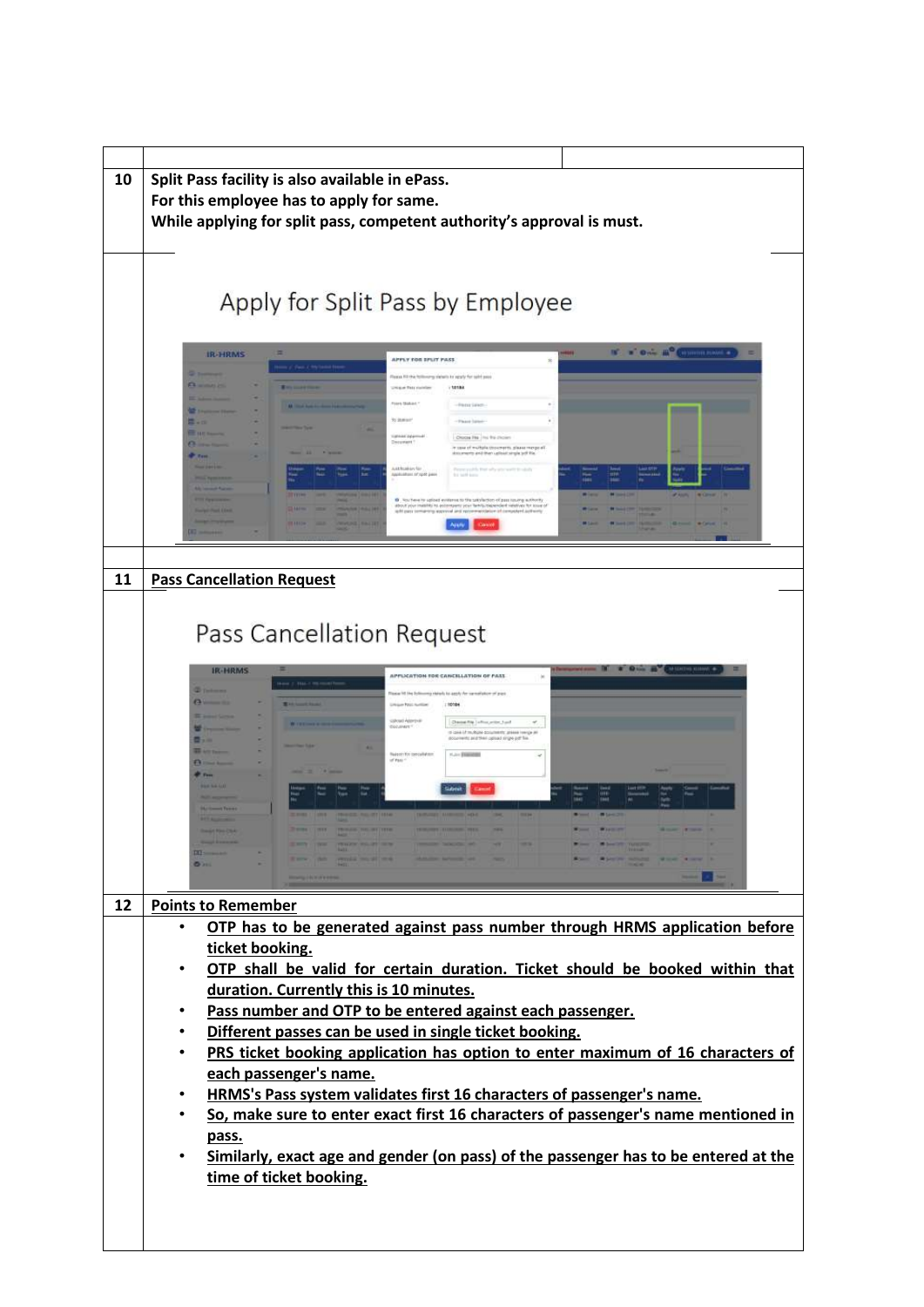| | |
|---|---|
| 10 | **Split Pass facility is also available in ePass.**<br>**For this employee has to apply for same.**<br>**While applying for split pass, competent authority's approval is must.** |
| | Apply for Split Pass by Employee |
| 11 | **Pass Cancellation Request** |
| | Pass Cancellation Request |
| 12 | **Points to Remember** |
| | • **OTP has to be generated against pass number through HRMS application before ticket booking.**<br>• **OTP shall be valid for certain duration. Ticket should be booked within that duration. Currently this is 10 minutes.**<br>• **Pass number and OTP to be entered against each passenger.**<br>• **Different passes can be used in single ticket booking.**<br>• **PRS ticket booking application has option to enter maximum of 16 characters of each passenger's name.**<br>• **HRMS's Pass system validates first 16 characters of passenger's name.**<br>• **So, make sure to enter exact first 16 characters of passenger's name mentioned in pass.**<br>• **Similarly, exact age and gender (on pass) of the passenger has to be entered at the time of ticket booking.** |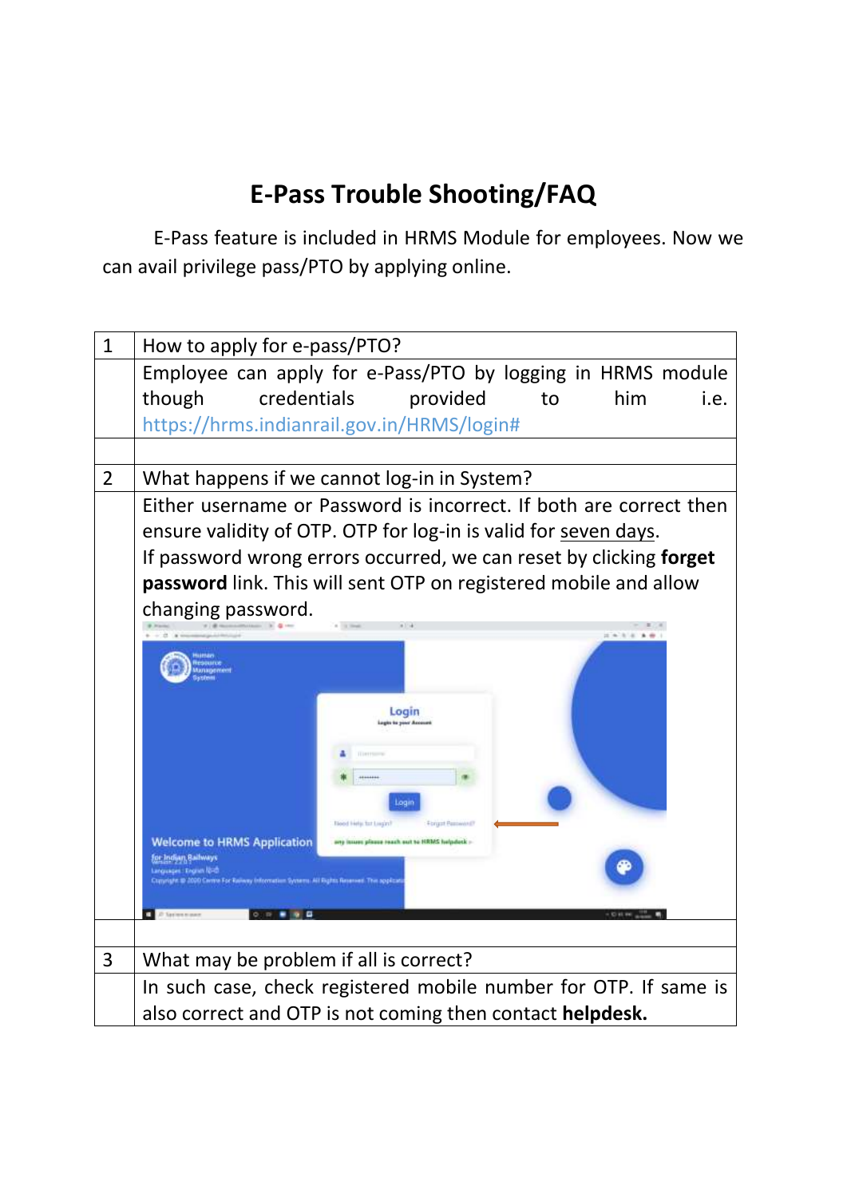# E-Pass Trouble Shooting/FAQ

E-Pass feature is included in HRMS Module for employees. Now we can avail privilege pass/PTO by applying online.

| | |
|---|---|
| 1 | How to apply for e-pass/PTO? |
| | Employee can apply for e-Pass/PTO by logging in HRMS module though credentials provided to him i.e. https://hrms.indianrail.gov.in/HRMS/login# |
| | |
| 2 | What happens if we cannot log-in in System? |
| | Either username or Password is incorrect. If both are correct then ensure validity of OTP. OTP for log-in is valid for seven days. If password wrong errors occurred, we can reset by clicking **forget password** link. This will sent OTP on registered mobile and allow changing password. |
| | |
| 3 | What may be problem if all is correct? |
| | In such case, check registered mobile number for OTP. If same is also correct and OTP is not coming then contact **helpdesk.** |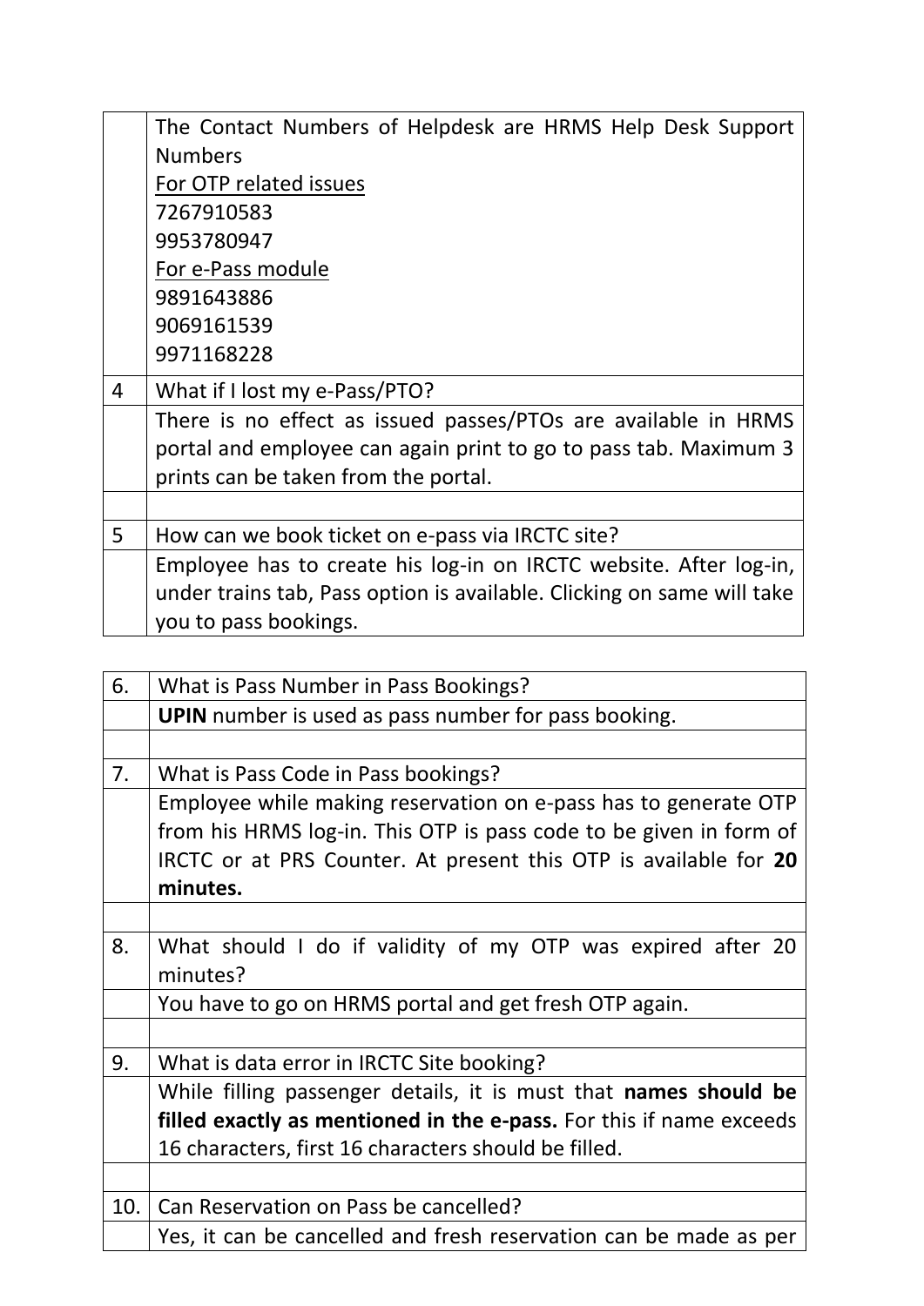| | |
|---|---|
| | The Contact Numbers of Helpdesk are HRMS Help Desk Support Numbers<br><u>For OTP related issues</u><br>7267910583<br>9953780947<br><u>For e-Pass module</u><br>9891643886<br>9069161539<br>9971168228 |
| 4 | What if I lost my e-Pass/PTO? |
| | There is no effect as issued passes/PTOs are available in HRMS portal and employee can again print to go to pass tab. Maximum 3 prints can be taken from the portal. |
| | |
| 5 | How can we book ticket on e-pass via IRCTC site? |
| | Employee has to create his log-in on IRCTC website. After log-in, under trains tab, Pass option is available. Clicking on same will take you to pass bookings. |

| | |
|---|---|
| 6. | What is Pass Number in Pass Bookings? |
| | **UPIN** number is used as pass number for pass booking. |
| | |
| 7. | What is Pass Code in Pass bookings? |
| | Employee while making reservation on e-pass has to generate OTP from his HRMS log-in. This OTP is pass code to be given in form of IRCTC or at PRS Counter. At present this OTP is available for **20 minutes.** |
| | |
| 8. | What should I do if validity of my OTP was expired after 20 minutes? |
| | You have to go on HRMS portal and get fresh OTP again. |
| | |
| 9. | What is data error in IRCTC Site booking? |
| | While filling passenger details, it is must that **names should be filled exactly as mentioned in the e-pass.** For this if name exceeds 16 characters, first 16 characters should be filled. |
| | |
| 10. | Can Reservation on Pass be cancelled? |
| | Yes, it can be cancelled and fresh reservation can be made as per |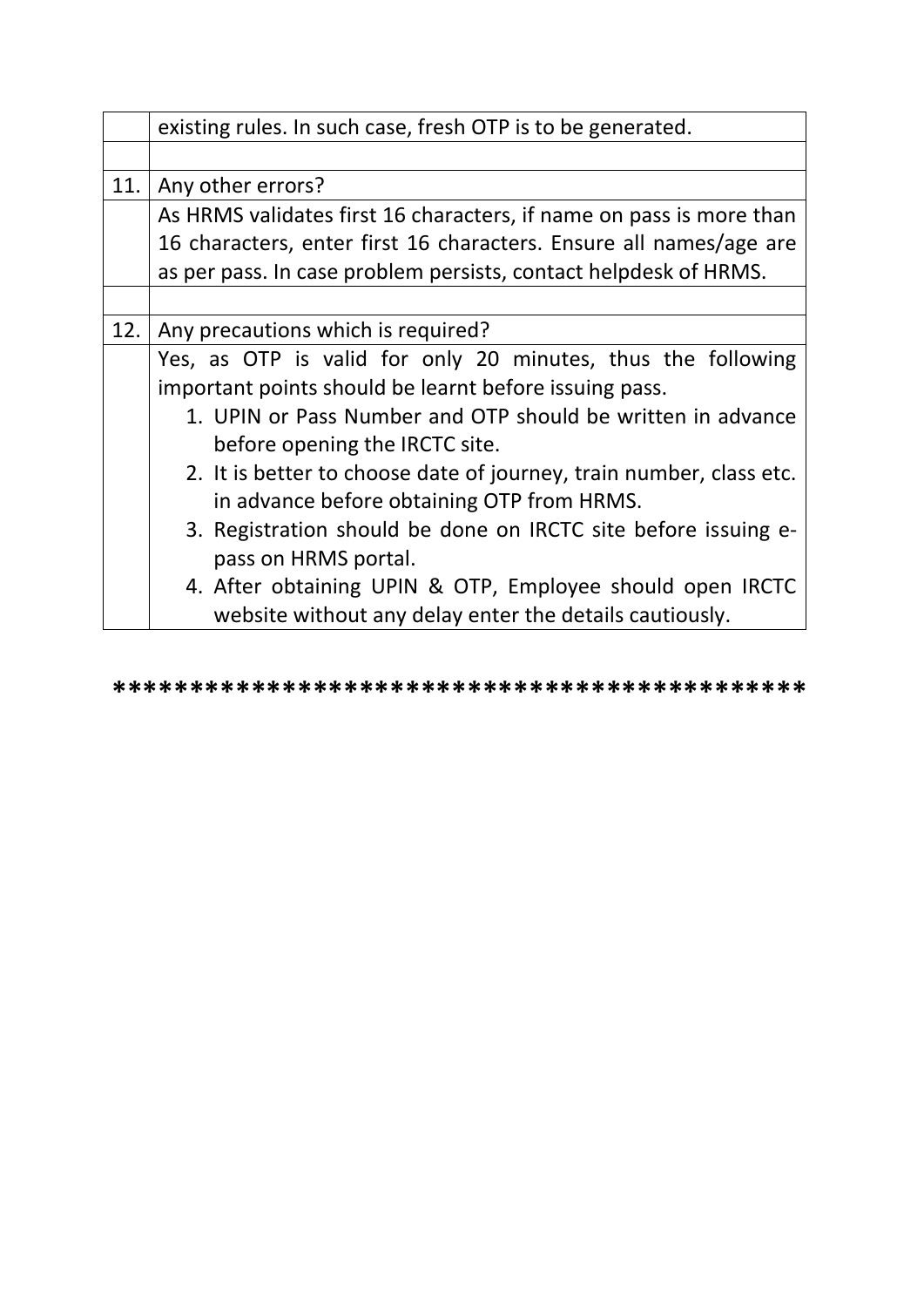| | |
|---|---|
| | existing rules. In such case, fresh OTP is to be generated. |
| | |
| 11. | Any other errors? |
| | As HRMS validates first 16 characters, if name on pass is more than 16 characters, enter first 16 characters. Ensure all names/age are as per pass. In case problem persists, contact helpdesk of HRMS. |
| | |
| 12. | Any precautions which is required? |
| | Yes, as OTP is valid for only 20 minutes, thus the following important points should be learnt before issuing pass.<br>1. UPIN or Pass Number and OTP should be written in advance before opening the IRCTC site.<br>2. It is better to choose date of journey, train number, class etc. in advance before obtaining OTP from HRMS.<br>3. Registration should be done on IRCTC site before issuing e-pass on HRMS portal.<br>4. After obtaining UPIN & OTP, Employee should open IRCTC website without any delay enter the details cautiously. |

*********************************************